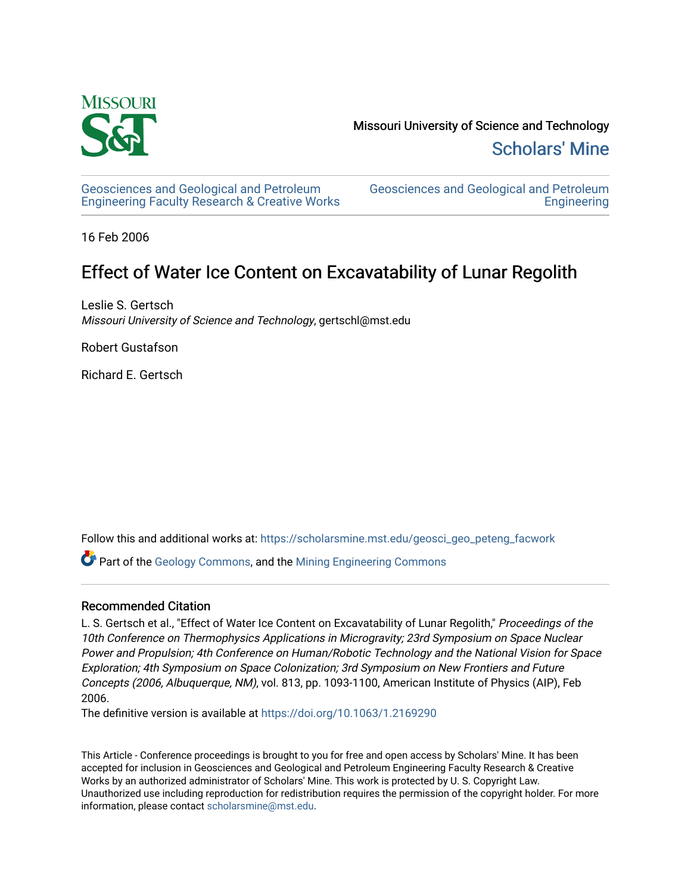Missouri University of Science and Technology

Scholars' Mine

Geosciences and Geological and Petroleum Engineering Faculty Research & Creative Works

Geosciences and Geological and Petroleum Engineering

16 Feb 2006

# Effect of Water Ice Content on Excavatability of Lunar Regolith

Leslie S. Gertsch
*Missouri University of Science and Technology*, gertschl@mst.edu

Robert Gustafson

Richard E. Gertsch

Follow this and additional works at: https://scholarsmine.mst.edu/geosci_geo_peteng_facwork

Part of the Geology Commons, and the Mining Engineering Commons

## Recommended Citation

L. S. Gertsch et al., "Effect of Water Ice Content on Excavatability of Lunar Regolith," *Proceedings of the 10th Conference on Thermophysics Applications in Microgravity; 23rd Symposium on Space Nuclear Power and Propulsion; 4th Conference on Human/Robotic Technology and the National Vision for Space Exploration; 4th Symposium on Space Colonization; 3rd Symposium on New Frontiers and Future Concepts (2006, Albuquerque, NM)*, vol. 813, pp. 1093-1100, American Institute of Physics (AIP), Feb 2006.

The definitive version is available at https://doi.org/10.1063/1.2169290

This Article - Conference proceedings is brought to you for free and open access by Scholars' Mine. It has been accepted for inclusion in Geosciences and Geological and Petroleum Engineering Faculty Research & Creative Works by an authorized administrator of Scholars' Mine. This work is protected by U. S. Copyright Law. Unauthorized use including reproduction for redistribution requires the permission of the copyright holder. For more information, please contact scholarsmine@mst.edu.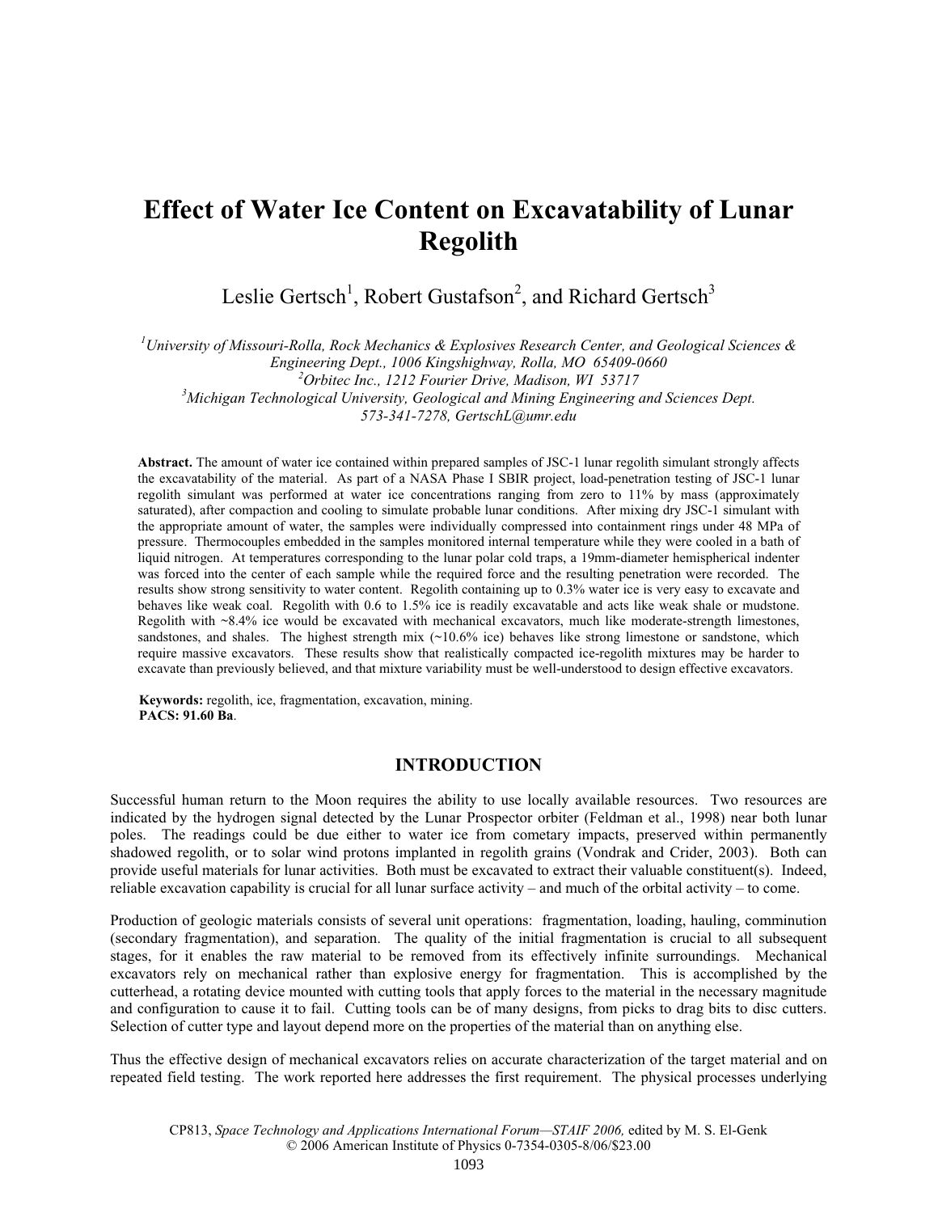# Effect of Water Ice Content on Excavatability of Lunar Regolith

Leslie Gertsch[1], Robert Gustafson[2], and Richard Gertsch[3]

[1]*University of Missouri-Rolla, Rock Mechanics & Explosives Research Center, and Geological Sciences & Engineering Dept., 1006 Kingshighway, Rolla, MO 65409-0660*
[2]*Orbitec Inc., 1212 Fourier Drive, Madison, WI 53717*
[3]*Michigan Technological University, Geological and Mining Engineering and Sciences Dept.*
*573-341-7278, GertschL@umr.edu*

**Abstract.** The amount of water ice contained within prepared samples of JSC-1 lunar regolith simulant strongly affects the excavatability of the material. As part of a NASA Phase I SBIR project, load-penetration testing of JSC-1 lunar regolith simulant was performed at water ice concentrations ranging from zero to 11% by mass (approximately saturated), after compaction and cooling to simulate probable lunar conditions. After mixing dry JSC-1 simulant with the appropriate amount of water, the samples were individually compressed into containment rings under 48 MPa of pressure. Thermocouples embedded in the samples monitored internal temperature while they were cooled in a bath of liquid nitrogen. At temperatures corresponding to the lunar polar cold traps, a 19mm-diameter hemispherical indenter was forced into the center of each sample while the required force and the resulting penetration were recorded. The results show strong sensitivity to water content. Regolith containing up to 0.3% water ice is very easy to excavate and behaves like weak coal. Regolith with 0.6 to 1.5% ice is readily excavatable and acts like weak shale or mudstone. Regolith with ~8.4% ice would be excavated with mechanical excavators, much like moderate-strength limestones, sandstones, and shales. The highest strength mix (~10.6% ice) behaves like strong limestone or sandstone, which require massive excavators. These results show that realistically compacted ice-regolith mixtures may be harder to excavate than previously believed, and that mixture variability must be well-understood to design effective excavators.

**Keywords:** regolith, ice, fragmentation, excavation, mining.
**PACS: 91.60 Ba**.

## INTRODUCTION

Successful human return to the Moon requires the ability to use locally available resources. Two resources are indicated by the hydrogen signal detected by the Lunar Prospector orbiter (Feldman et al., 1998) near both lunar poles. The readings could be due either to water ice from cometary impacts, preserved within permanently shadowed regolith, or to solar wind protons implanted in regolith grains (Vondrak and Crider, 2003). Both can provide useful materials for lunar activities. Both must be excavated to extract their valuable constituent(s). Indeed, reliable excavation capability is crucial for all lunar surface activity – and much of the orbital activity – to come.

Production of geologic materials consists of several unit operations: fragmentation, loading, hauling, comminution (secondary fragmentation), and separation. The quality of the initial fragmentation is crucial to all subsequent stages, for it enables the raw material to be removed from its effectively infinite surroundings. Mechanical excavators rely on mechanical rather than explosive energy for fragmentation. This is accomplished by the cutterhead, a rotating device mounted with cutting tools that apply forces to the material in the necessary magnitude and configuration to cause it to fail. Cutting tools can be of many designs, from picks to drag bits to disc cutters. Selection of cutter type and layout depend more on the properties of the material than on anything else.

Thus the effective design of mechanical excavators relies on accurate characterization of the target material and on repeated field testing. The work reported here addresses the first requirement. The physical processes underlying

CP813, *Space Technology and Applications International Forum—STAIF 2006,* edited by M. S. El-Genk
© 2006 American Institute of Physics 0-7354-0305-8/06/$23.00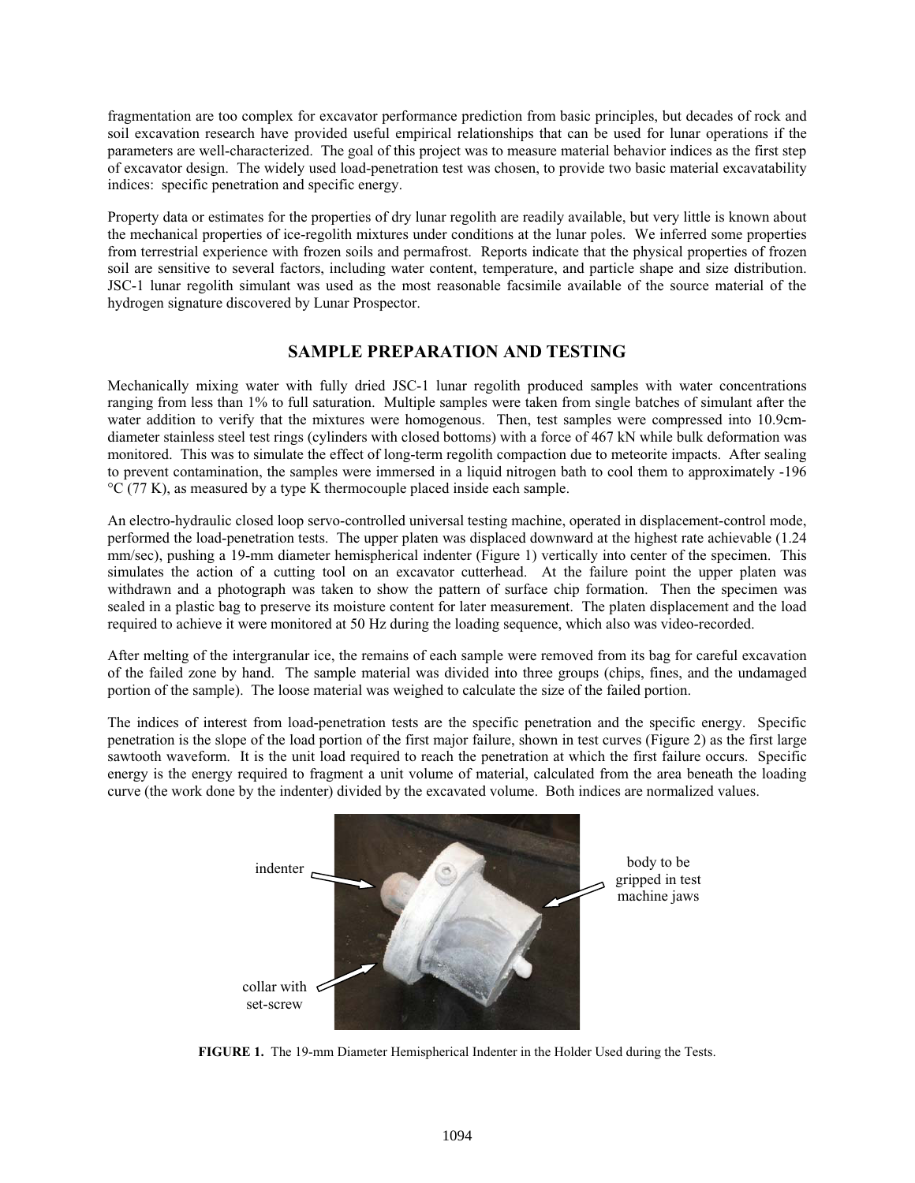fragmentation are too complex for excavator performance prediction from basic principles, but decades of rock and soil excavation research have provided useful empirical relationships that can be used for lunar operations if the parameters are well-characterized. The goal of this project was to measure material behavior indices as the first step of excavator design. The widely used load-penetration test was chosen, to provide two basic material excavatability indices: specific penetration and specific energy.

Property data or estimates for the properties of dry lunar regolith are readily available, but very little is known about the mechanical properties of ice-regolith mixtures under conditions at the lunar poles. We inferred some properties from terrestrial experience with frozen soils and permafrost. Reports indicate that the physical properties of frozen soil are sensitive to several factors, including water content, temperature, and particle shape and size distribution. JSC-1 lunar regolith simulant was used as the most reasonable facsimile available of the source material of the hydrogen signature discovered by Lunar Prospector.

## SAMPLE PREPARATION AND TESTING

Mechanically mixing water with fully dried JSC-1 lunar regolith produced samples with water concentrations ranging from less than 1% to full saturation. Multiple samples were taken from single batches of simulant after the water addition to verify that the mixtures were homogenous. Then, test samples were compressed into 10.9cm-diameter stainless steel test rings (cylinders with closed bottoms) with a force of 467 kN while bulk deformation was monitored. This was to simulate the effect of long-term regolith compaction due to meteorite impacts. After sealing to prevent contamination, the samples were immersed in a liquid nitrogen bath to cool them to approximately -196 °C (77 K), as measured by a type K thermocouple placed inside each sample.

An electro-hydraulic closed loop servo-controlled universal testing machine, operated in displacement-control mode, performed the load-penetration tests. The upper platen was displaced downward at the highest rate achievable (1.24 mm/sec), pushing a 19-mm diameter hemispherical indenter (Figure 1) vertically into center of the specimen. This simulates the action of a cutting tool on an excavator cutterhead. At the failure point the upper platen was withdrawn and a photograph was taken to show the pattern of surface chip formation. Then the specimen was sealed in a plastic bag to preserve its moisture content for later measurement. The platen displacement and the load required to achieve it were monitored at 50 Hz during the loading sequence, which also was video-recorded.

After melting of the intergranular ice, the remains of each sample were removed from its bag for careful excavation of the failed zone by hand. The sample material was divided into three groups (chips, fines, and the undamaged portion of the sample). The loose material was weighed to calculate the size of the failed portion.

The indices of interest from load-penetration tests are the specific penetration and the specific energy. Specific penetration is the slope of the load portion of the first major failure, shown in test curves (Figure 2) as the first large sawtooth waveform. It is the unit load required to reach the penetration at which the first failure occurs. Specific energy is the energy required to fragment a unit volume of material, calculated from the area beneath the loading curve (the work done by the indenter) divided by the excavated volume. Both indices are normalized values.

**FIGURE 1.** The 19-mm Diameter Hemispherical Indenter in the Holder Used during the Tests.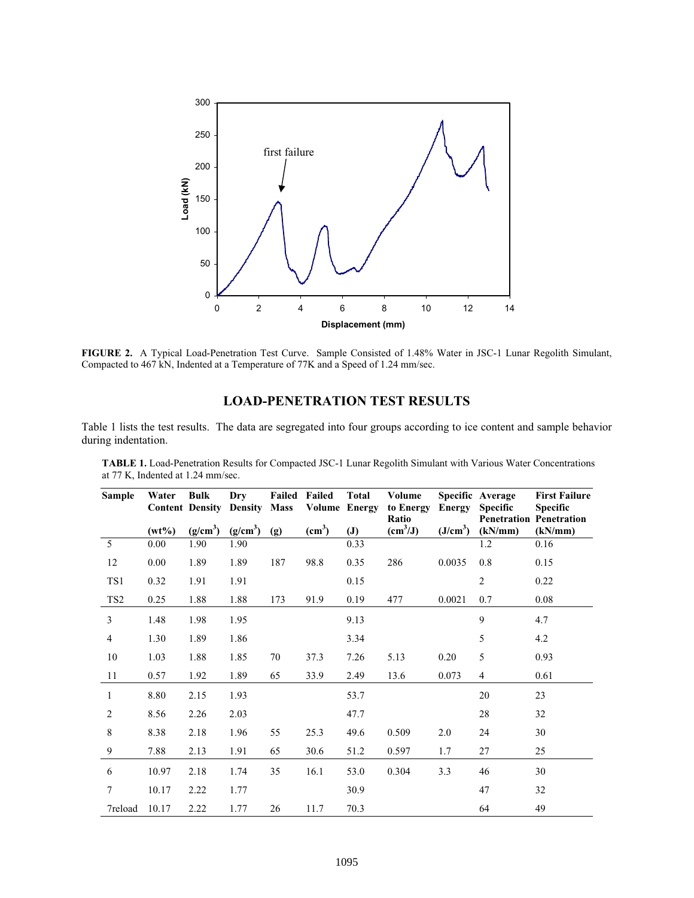**FIGURE 2.** A Typical Load-Penetration Test Curve. Sample Consisted of 1.48% Water in JSC-1 Lunar Regolith Simulant, Compacted to 467 kN, Indented at a Temperature of 77K and a Speed of 1.24 mm/sec.

## LOAD-PENETRATION TEST RESULTS

Table 1 lists the test results. The data are segregated into four groups according to ice content and sample behavior during indentation.

**TABLE 1.** Load-Penetration Results for Compacted JSC-1 Lunar Regolith Simulant with Various Water Concentrations at 77 K, Indented at 1.24 mm/sec.

| Sample | Water Content (wt%) | Bulk Density (g/cm$^3$) | Dry Density (g/cm$^3$) | Failed Mass (g) | Failed Volume (cm$^3$) | Total Energy (J) | Volume to Energy Ratio (cm$^3$/J) | Specific Energy (J/cm$^3$) | Average Specific Penetration (kN/mm) | First Failure Specific Penetration (kN/mm) |
|---|---|---|---|---|---|---|---|---|---|---|
| 5 | 0.00 | 1.90 | 1.90 | | | 0.33 | | | 1.2 | 0.16 |
| 12 | 0.00 | 1.89 | 1.89 | 187 | 98.8 | 0.35 | 286 | 0.0035 | 0.8 | 0.15 |
| TS1 | 0.32 | 1.91 | 1.91 | | | 0.15 | | | 2 | 0.22 |
| TS2 | 0.25 | 1.88 | 1.88 | 173 | 91.9 | 0.19 | 477 | 0.0021 | 0.7 | 0.08 |
| 3 | 1.48 | 1.98 | 1.95 | | | 9.13 | | | 9 | 4.7 |
| 4 | 1.30 | 1.89 | 1.86 | | | 3.34 | | | 5 | 4.2 |
| 10 | 1.03 | 1.88 | 1.85 | 70 | 37.3 | 7.26 | 5.13 | 0.20 | 5 | 0.93 |
| 11 | 0.57 | 1.92 | 1.89 | 65 | 33.9 | 2.49 | 13.6 | 0.073 | 4 | 0.61 |
| 1 | 8.80 | 2.15 | 1.93 | | | 53.7 | | | 20 | 23 |
| 2 | 8.56 | 2.26 | 2.03 | | | 47.7 | | | 28 | 32 |
| 8 | 8.38 | 2.18 | 1.96 | 55 | 25.3 | 49.6 | 0.509 | 2.0 | 24 | 30 |
| 9 | 7.88 | 2.13 | 1.91 | 65 | 30.6 | 51.2 | 0.597 | 1.7 | 27 | 25 |
| 6 | 10.97 | 2.18 | 1.74 | 35 | 16.1 | 53.0 | 0.304 | 3.3 | 46 | 30 |
| 7 | 10.17 | 2.22 | 1.77 | | | 30.9 | | | 47 | 32 |
| 7reload | 10.17 | 2.22 | 1.77 | 26 | 11.7 | 70.3 | | | 64 | 49 |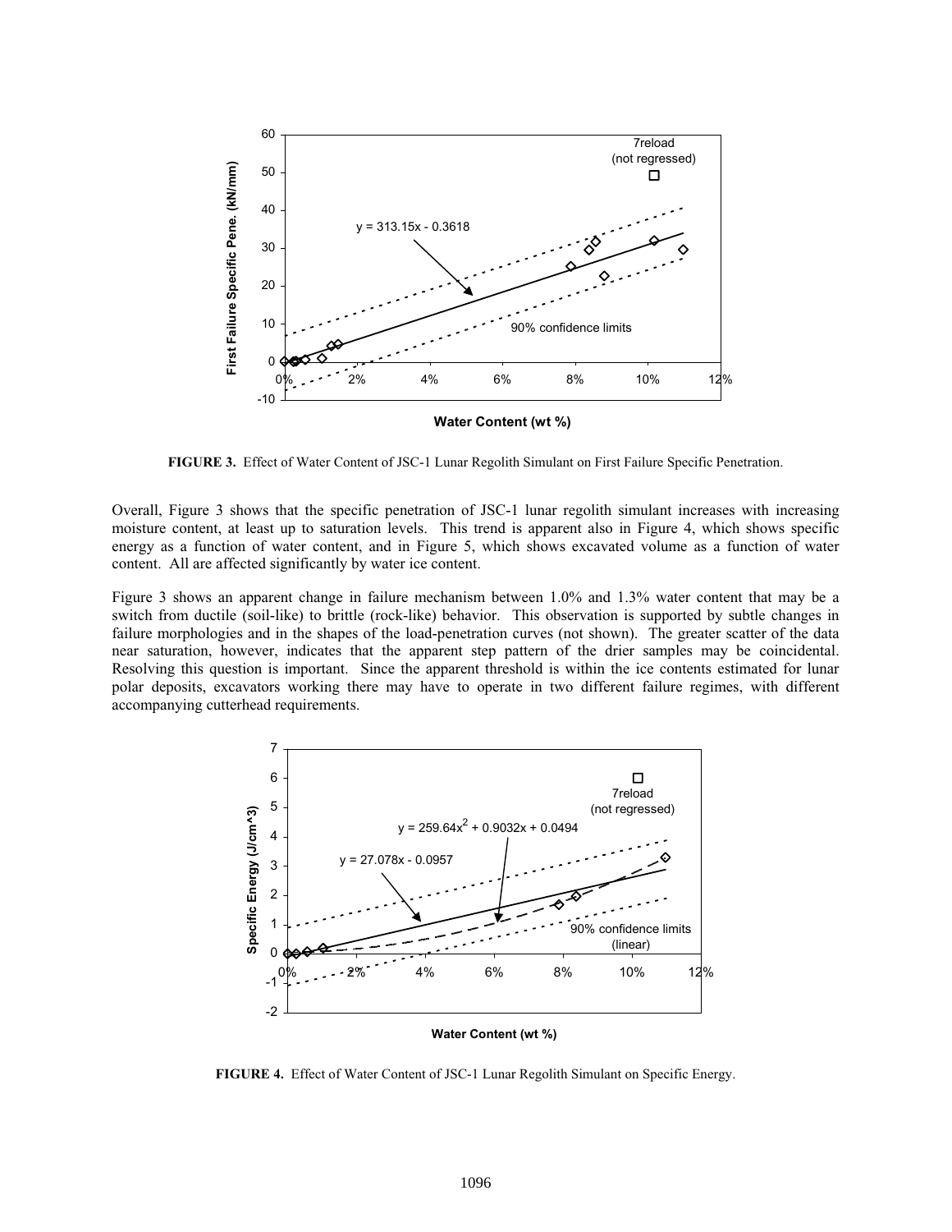**FIGURE 3.** Effect of Water Content of JSC-1 Lunar Regolith Simulant on First Failure Specific Penetration.

Overall, Figure 3 shows that the specific penetration of JSC-1 lunar regolith simulant increases with increasing moisture content, at least up to saturation levels. This trend is apparent also in Figure 4, which shows specific energy as a function of water content, and in Figure 5, which shows excavated volume as a function of water content. All are affected significantly by water ice content.

Figure 3 shows an apparent change in failure mechanism between 1.0% and 1.3% water content that may be a switch from ductile (soil-like) to brittle (rock-like) behavior. This observation is supported by subtle changes in failure morphologies and in the shapes of the load-penetration curves (not shown). The greater scatter of the data near saturation, however, indicates that the apparent step pattern of the drier samples may be coincidental. Resolving this question is important. Since the apparent threshold is within the ice contents estimated for lunar polar deposits, excavators working there may have to operate in two different failure regimes, with different accompanying cutterhead requirements.

**FIGURE 4.** Effect of Water Content of JSC-1 Lunar Regolith Simulant on Specific Energy.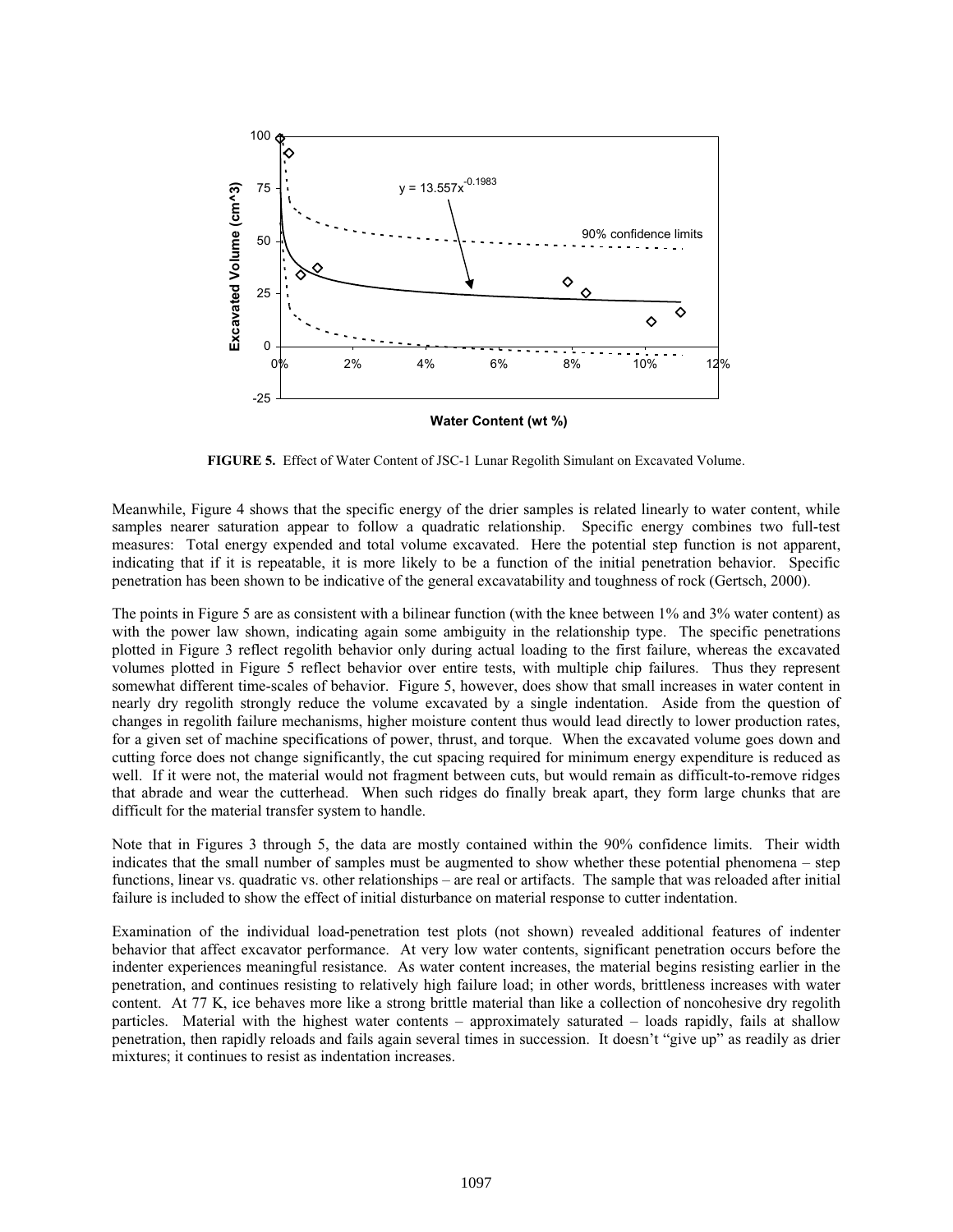100

75

50

25

0

-25

0%

2%

4%

6%

8%

10%

12%

Excavated Volume (cm^3)

Water Content (wt %)

$y = 13.557x^{-0.1983}$

90% confidence limits

**FIGURE 5.** Effect of Water Content of JSC-1 Lunar Regolith Simulant on Excavated Volume.

Meanwhile, Figure 4 shows that the specific energy of the drier samples is related linearly to water content, while samples nearer saturation appear to follow a quadratic relationship. Specific energy combines two full-test measures: Total energy expended and total volume excavated. Here the potential step function is not apparent, indicating that if it is repeatable, it is more likely to be a function of the initial penetration behavior. Specific penetration has been shown to be indicative of the general excavatability and toughness of rock (Gertsch, 2000).

The points in Figure 5 are as consistent with a bilinear function (with the knee between 1% and 3% water content) as with the power law shown, indicating again some ambiguity in the relationship type. The specific penetrations plotted in Figure 3 reflect regolith behavior only during actual loading to the first failure, whereas the excavated volumes plotted in Figure 5 reflect behavior over entire tests, with multiple chip failures. Thus they represent somewhat different time-scales of behavior. Figure 5, however, does show that small increases in water content in nearly dry regolith strongly reduce the volume excavated by a single indentation. Aside from the question of changes in regolith failure mechanisms, higher moisture content thus would lead directly to lower production rates, for a given set of machine specifications of power, thrust, and torque. When the excavated volume goes down and cutting force does not change significantly, the cut spacing required for minimum energy expenditure is reduced as well. If it were not, the material would not fragment between cuts, but would remain as difficult-to-remove ridges that abrade and wear the cutterhead. When such ridges do finally break apart, they form large chunks that are difficult for the material transfer system to handle.

Note that in Figures 3 through 5, the data are mostly contained within the 90% confidence limits. Their width indicates that the small number of samples must be augmented to show whether these potential phenomena – step functions, linear vs. quadratic vs. other relationships – are real or artifacts. The sample that was reloaded after initial failure is included to show the effect of initial disturbance on material response to cutter indentation.

Examination of the individual load-penetration test plots (not shown) revealed additional features of indenter behavior that affect excavator performance. At very low water contents, significant penetration occurs before the indenter experiences meaningful resistance. As water content increases, the material begins resisting earlier in the penetration, and continues resisting to relatively high failure load; in other words, brittleness increases with water content. At 77 K, ice behaves more like a strong brittle material than like a collection of noncohesive dry regolith particles. Material with the highest water contents – approximately saturated – loads rapidly, fails at shallow penetration, then rapidly reloads and fails again several times in succession. It doesn't "give up" as readily as drier mixtures; it continues to resist as indentation increases.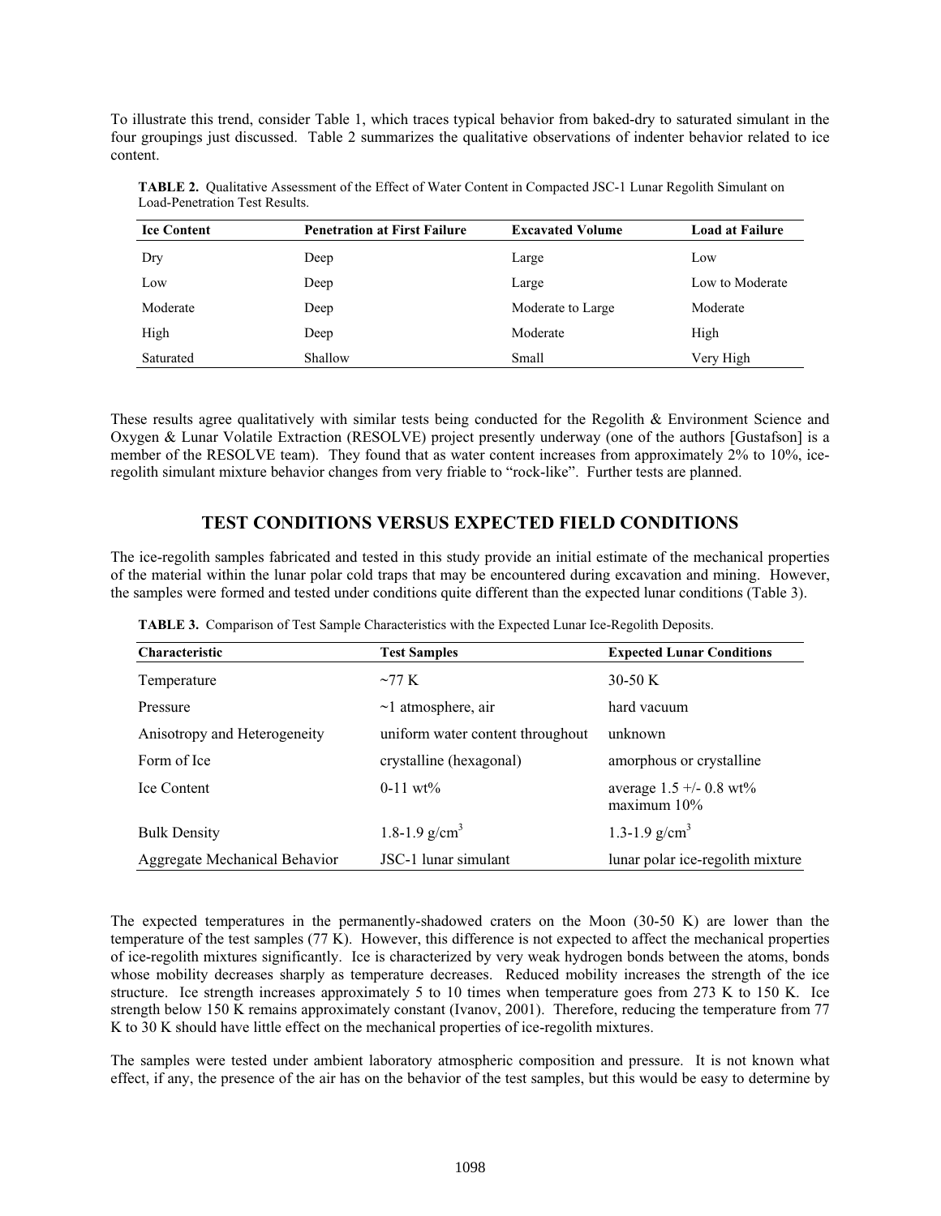To illustrate this trend, consider Table 1, which traces typical behavior from baked-dry to saturated simulant in the four groupings just discussed. Table 2 summarizes the qualitative observations of indenter behavior related to ice content.

**TABLE 2.** Qualitative Assessment of the Effect of Water Content in Compacted JSC-1 Lunar Regolith Simulant on Load-Penetration Test Results.

| Ice Content | Penetration at First Failure | Excavated Volume | Load at Failure |
|---|---|---|---|
| Dry | Deep | Large | Low |
| Low | Deep | Large | Low to Moderate |
| Moderate | Deep | Moderate to Large | Moderate |
| High | Deep | Moderate | High |
| Saturated | Shallow | Small | Very High |

These results agree qualitatively with similar tests being conducted for the Regolith & Environment Science and Oxygen & Lunar Volatile Extraction (RESOLVE) project presently underway (one of the authors [Gustafson] is a member of the RESOLVE team). They found that as water content increases from approximately 2% to 10%, ice-regolith simulant mixture behavior changes from very friable to "rock-like". Further tests are planned.

## TEST CONDITIONS VERSUS EXPECTED FIELD CONDITIONS

The ice-regolith samples fabricated and tested in this study provide an initial estimate of the mechanical properties of the material within the lunar polar cold traps that may be encountered during excavation and mining. However, the samples were formed and tested under conditions quite different than the expected lunar conditions (Table 3).

**TABLE 3.** Comparison of Test Sample Characteristics with the Expected Lunar Ice-Regolith Deposits.

| Characteristic | Test Samples | Expected Lunar Conditions |
|---|---|---|
| Temperature | ~77 K | 30-50 K |
| Pressure | ~1 atmosphere, air | hard vacuum |
| Anisotropy and Heterogeneity | uniform water content throughout | unknown |
| Form of Ice | crystalline (hexagonal) | amorphous or crystalline |
| Ice Content | 0-11 wt% | average 1.5 +/- 0.8 wt% maximum 10% |
| Bulk Density | 1.8-1.9 g/cm$^3$ | 1.3-1.9 g/cm$^3$ |
| Aggregate Mechanical Behavior | JSC-1 lunar simulant | lunar polar ice-regolith mixture |

The expected temperatures in the permanently-shadowed craters on the Moon (30-50 K) are lower than the temperature of the test samples (77 K). However, this difference is not expected to affect the mechanical properties of ice-regolith mixtures significantly. Ice is characterized by very weak hydrogen bonds between the atoms, bonds whose mobility decreases sharply as temperature decreases. Reduced mobility increases the strength of the ice structure. Ice strength increases approximately 5 to 10 times when temperature goes from 273 K to 150 K. Ice strength below 150 K remains approximately constant (Ivanov, 2001). Therefore, reducing the temperature from 77 K to 30 K should have little effect on the mechanical properties of ice-regolith mixtures.

The samples were tested under ambient laboratory atmospheric composition and pressure. It is not known what effect, if any, the presence of the air has on the behavior of the test samples, but this would be easy to determine by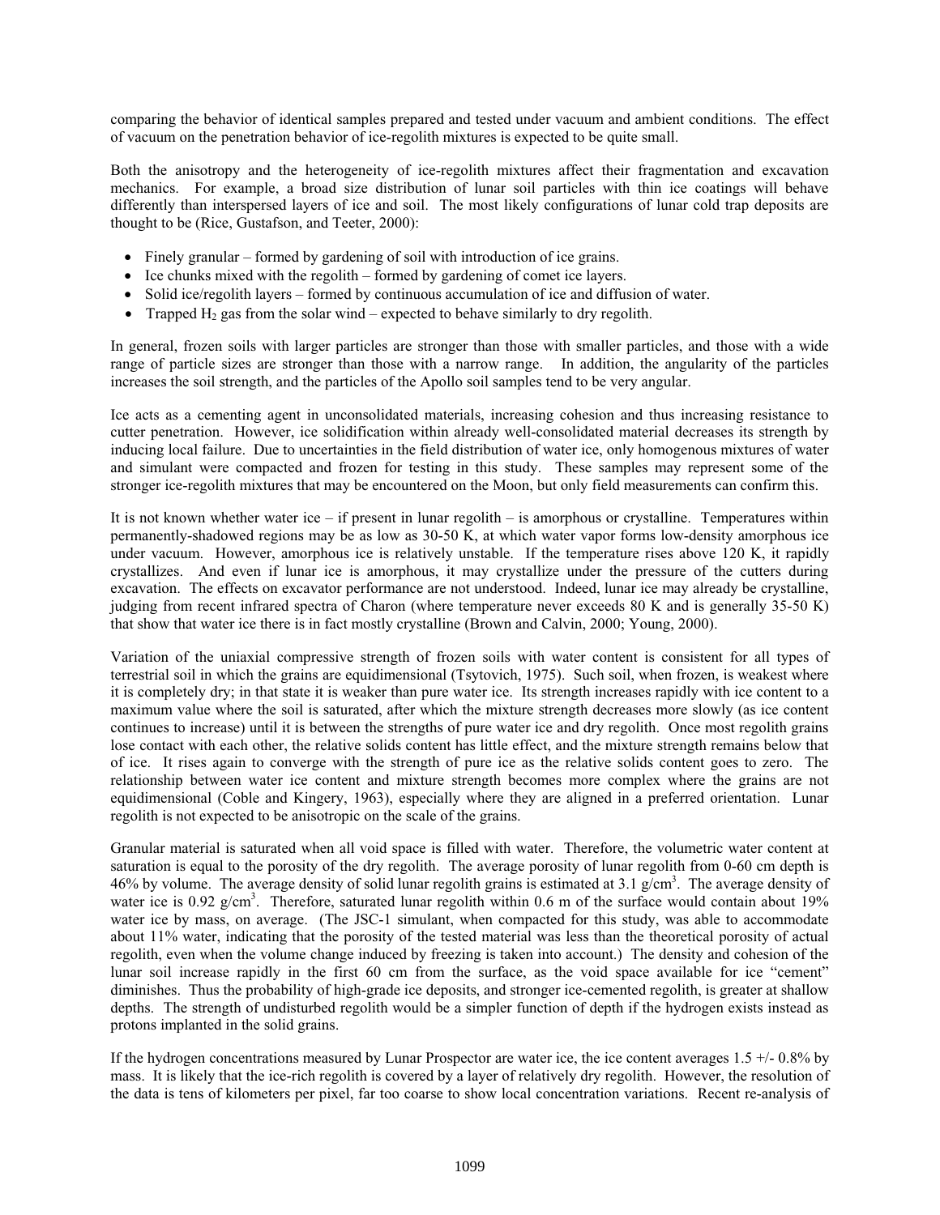comparing the behavior of identical samples prepared and tested under vacuum and ambient conditions. The effect of vacuum on the penetration behavior of ice-regolith mixtures is expected to be quite small.

Both the anisotropy and the heterogeneity of ice-regolith mixtures affect their fragmentation and excavation mechanics. For example, a broad size distribution of lunar soil particles with thin ice coatings will behave differently than interspersed layers of ice and soil. The most likely configurations of lunar cold trap deposits are thought to be (Rice, Gustafson, and Teeter, 2000):

- Finely granular – formed by gardening of soil with introduction of ice grains.
- Ice chunks mixed with the regolith – formed by gardening of comet ice layers.
- Solid ice/regolith layers – formed by continuous accumulation of ice and diffusion of water.
- Trapped $H_2$ gas from the solar wind – expected to behave similarly to dry regolith.

In general, frozen soils with larger particles are stronger than those with smaller particles, and those with a wide range of particle sizes are stronger than those with a narrow range. In addition, the angularity of the particles increases the soil strength, and the particles of the Apollo soil samples tend to be very angular.

Ice acts as a cementing agent in unconsolidated materials, increasing cohesion and thus increasing resistance to cutter penetration. However, ice solidification within already well-consolidated material decreases its strength by inducing local failure. Due to uncertainties in the field distribution of water ice, only homogenous mixtures of water and simulant were compacted and frozen for testing in this study. These samples may represent some of the stronger ice-regolith mixtures that may be encountered on the Moon, but only field measurements can confirm this.

It is not known whether water ice – if present in lunar regolith – is amorphous or crystalline. Temperatures within permanently-shadowed regions may be as low as 30-50 K, at which water vapor forms low-density amorphous ice under vacuum. However, amorphous ice is relatively unstable. If the temperature rises above 120 K, it rapidly crystallizes. And even if lunar ice is amorphous, it may crystallize under the pressure of the cutters during excavation. The effects on excavator performance are not understood. Indeed, lunar ice may already be crystalline, judging from recent infrared spectra of Charon (where temperature never exceeds 80 K and is generally 35-50 K) that show that water ice there is in fact mostly crystalline (Brown and Calvin, 2000; Young, 2000).

Variation of the uniaxial compressive strength of frozen soils with water content is consistent for all types of terrestrial soil in which the grains are equidimensional (Tsytovich, 1975). Such soil, when frozen, is weakest where it is completely dry; in that state it is weaker than pure water ice. Its strength increases rapidly with ice content to a maximum value where the soil is saturated, after which the mixture strength decreases more slowly (as ice content continues to increase) until it is between the strengths of pure water ice and dry regolith. Once most regolith grains lose contact with each other, the relative solids content has little effect, and the mixture strength remains below that of ice. It rises again to converge with the strength of pure ice as the relative solids content goes to zero. The relationship between water ice content and mixture strength becomes more complex where the grains are not equidimensional (Coble and Kingery, 1963), especially where they are aligned in a preferred orientation. Lunar regolith is not expected to be anisotropic on the scale of the grains.

Granular material is saturated when all void space is filled with water. Therefore, the volumetric water content at saturation is equal to the porosity of the dry regolith. The average porosity of lunar regolith from 0-60 cm depth is 46% by volume. The average density of solid lunar regolith grains is estimated at 3.1 g/cm$^3$. The average density of water ice is 0.92 g/cm$^3$. Therefore, saturated lunar regolith within 0.6 m of the surface would contain about 19% water ice by mass, on average. (The JSC-1 simulant, when compacted for this study, was able to accommodate about 11% water, indicating that the porosity of the tested material was less than the theoretical porosity of actual regolith, even when the volume change induced by freezing is taken into account.) The density and cohesion of the lunar soil increase rapidly in the first 60 cm from the surface, as the void space available for ice "cement" diminishes. Thus the probability of high-grade ice deposits, and stronger ice-cemented regolith, is greater at shallow depths. The strength of undisturbed regolith would be a simpler function of depth if the hydrogen exists instead as protons implanted in the solid grains.

If the hydrogen concentrations measured by Lunar Prospector are water ice, the ice content averages 1.5 +/- 0.8% by mass. It is likely that the ice-rich regolith is covered by a layer of relatively dry regolith. However, the resolution of the data is tens of kilometers per pixel, far too coarse to show local concentration variations. Recent re-analysis of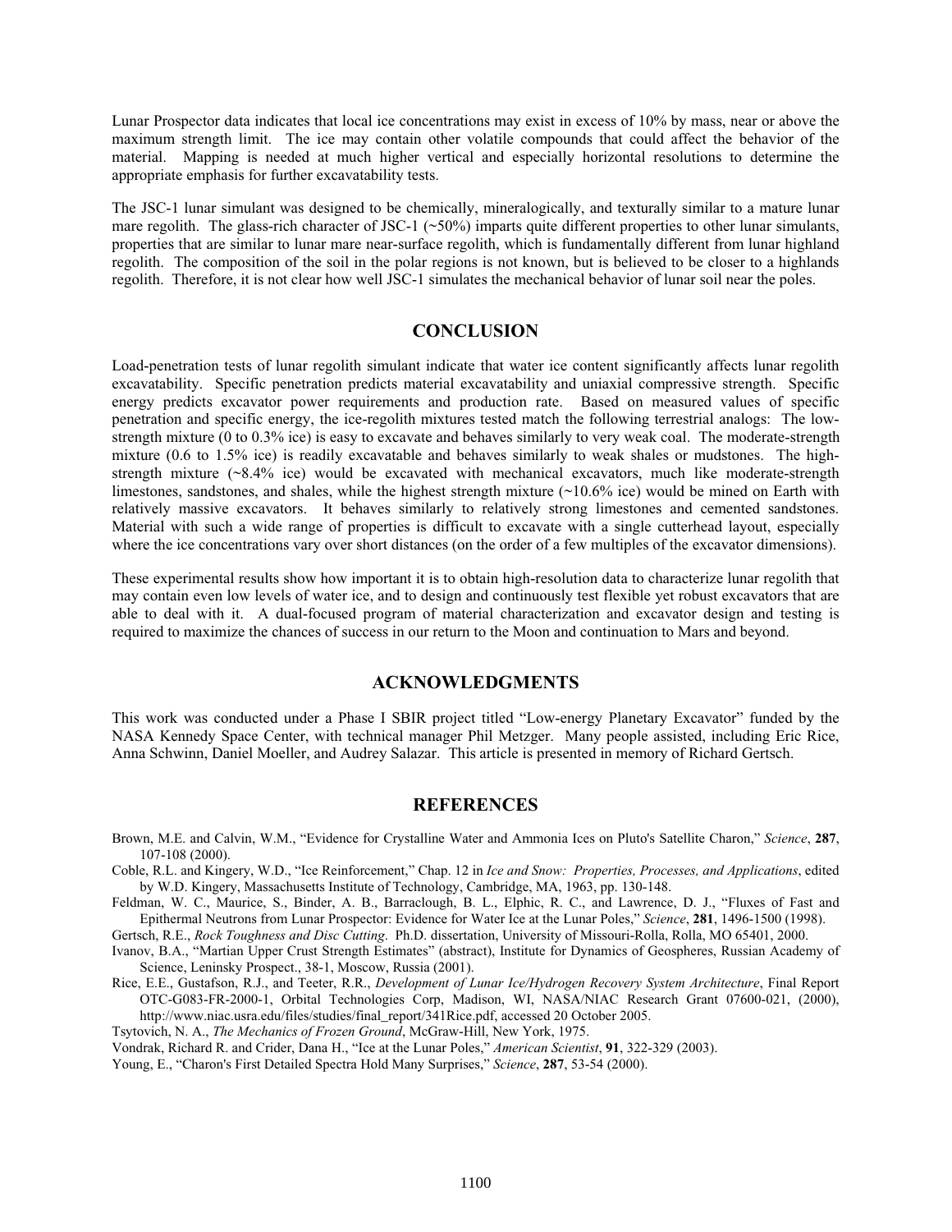Lunar Prospector data indicates that local ice concentrations may exist in excess of 10% by mass, near or above the maximum strength limit. The ice may contain other volatile compounds that could affect the behavior of the material. Mapping is needed at much higher vertical and especially horizontal resolutions to determine the appropriate emphasis for further excavatability tests.

The JSC-1 lunar simulant was designed to be chemically, mineralogically, and texturally similar to a mature lunar mare regolith. The glass-rich character of JSC-1 (~50%) imparts quite different properties to other lunar simulants, properties that are similar to lunar mare near-surface regolith, which is fundamentally different from lunar highland regolith. The composition of the soil in the polar regions is not known, but is believed to be closer to a highlands regolith. Therefore, it is not clear how well JSC-1 simulates the mechanical behavior of lunar soil near the poles.

## CONCLUSION

Load-penetration tests of lunar regolith simulant indicate that water ice content significantly affects lunar regolith excavatability. Specific penetration predicts material excavatability and uniaxial compressive strength. Specific energy predicts excavator power requirements and production rate. Based on measured values of specific penetration and specific energy, the ice-regolith mixtures tested match the following terrestrial analogs: The low-strength mixture (0 to 0.3% ice) is easy to excavate and behaves similarly to very weak coal. The moderate-strength mixture (0.6 to 1.5% ice) is readily excavatable and behaves similarly to weak shales or mudstones. The high-strength mixture (~8.4% ice) would be excavated with mechanical excavators, much like moderate-strength limestones, sandstones, and shales, while the highest strength mixture (~10.6% ice) would be mined on Earth with relatively massive excavators. It behaves similarly to relatively strong limestones and cemented sandstones. Material with such a wide range of properties is difficult to excavate with a single cutterhead layout, especially where the ice concentrations vary over short distances (on the order of a few multiples of the excavator dimensions).

These experimental results show how important it is to obtain high-resolution data to characterize lunar regolith that may contain even low levels of water ice, and to design and continuously test flexible yet robust excavators that are able to deal with it. A dual-focused program of material characterization and excavator design and testing is required to maximize the chances of success in our return to the Moon and continuation to Mars and beyond.

## ACKNOWLEDGMENTS

This work was conducted under a Phase I SBIR project titled "Low-energy Planetary Excavator" funded by the NASA Kennedy Space Center, with technical manager Phil Metzger. Many people assisted, including Eric Rice, Anna Schwinn, Daniel Moeller, and Audrey Salazar. This article is presented in memory of Richard Gertsch.

## REFERENCES

Brown, M.E. and Calvin, W.M., "Evidence for Crystalline Water and Ammonia Ices on Pluto's Satellite Charon," *Science*, **287**, 107-108 (2000).

Coble, R.L. and Kingery, W.D., "Ice Reinforcement," Chap. 12 in *Ice and Snow: Properties, Processes, and Applications*, edited by W.D. Kingery, Massachusetts Institute of Technology, Cambridge, MA, 1963, pp. 130-148.

Feldman, W. C., Maurice, S., Binder, A. B., Barraclough, B. L., Elphic, R. C., and Lawrence, D. J., "Fluxes of Fast and Epithermal Neutrons from Lunar Prospector: Evidence for Water Ice at the Lunar Poles," *Science*, **281**, 1496-1500 (1998).

Gertsch, R.E., *Rock Toughness and Disc Cutting*. Ph.D. dissertation, University of Missouri-Rolla, Rolla, MO 65401, 2000.

Ivanov, B.A., "Martian Upper Crust Strength Estimates" (abstract), Institute for Dynamics of Geospheres, Russian Academy of Science, Leninsky Prospect., 38-1, Moscow, Russia (2001).

Rice, E.E., Gustafson, R.J., and Teeter, R.R., *Development of Lunar Ice/Hydrogen Recovery System Architecture*, Final Report OTC-G083-FR-2000-1, Orbital Technologies Corp, Madison, WI, NASA/NIAC Research Grant 07600-021, (2000), http://www.niac.usra.edu/files/studies/final_report/341Rice.pdf, accessed 20 October 2005.

Tsytovich, N. A., *The Mechanics of Frozen Ground*, McGraw-Hill, New York, 1975.

Vondrak, Richard R. and Crider, Dana H., "Ice at the Lunar Poles," *American Scientist*, **91**, 322-329 (2003).

Young, E., "Charon's First Detailed Spectra Hold Many Surprises," *Science*, **287**, 53-54 (2000).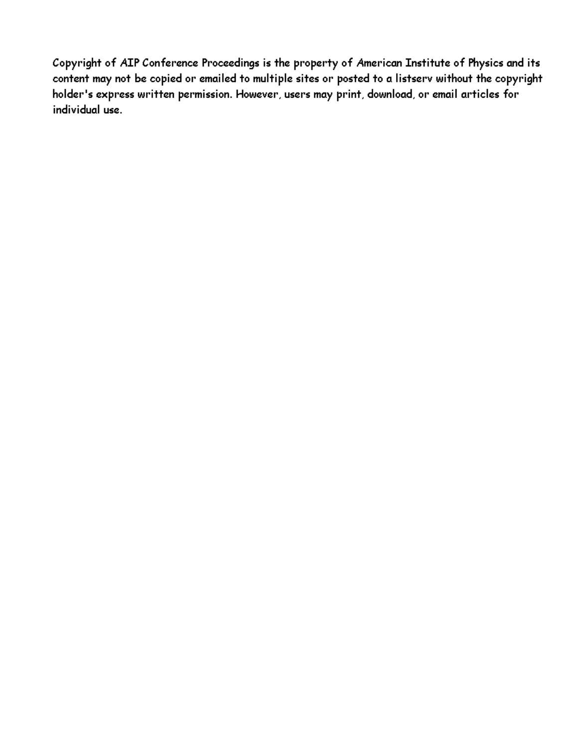Copyright of AIP Conference Proceedings is the property of American Institute of Physics and its content may not be copied or emailed to multiple sites or posted to a listserv without the copyright holder's express written permission. However, users may print, download, or email articles for individual use.